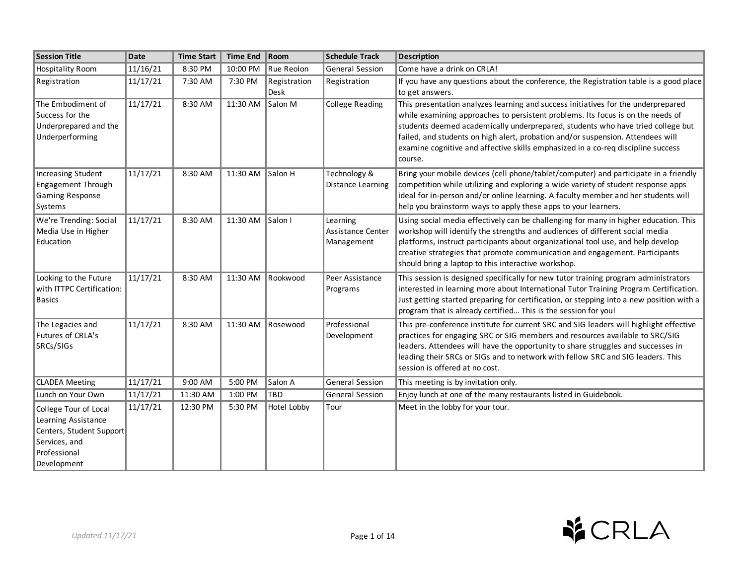| Session Title | Date | Time Start | Time End | Room | Schedule Track | Description |
|---|---|---|---|---|---|---|
| Hospitality Room | 11/16/21 | 8:30 PM | 10:00 PM | Rue Reolon | General Session | Come have a drink on CRLA! |
| Registration | 11/17/21 | 7:30 AM | 7:30 PM | Registration Desk | Registration | If you have any questions about the conference, the Registration table is a good place to get answers. |
| The Embodiment of Success for the Underprepared and the Underperforming | 11/17/21 | 8:30 AM | 11:30 AM | Salon M | College Reading | This presentation analyzes learning and success initiatives for the underprepared while examining approaches to persistent problems. Its focus is on the needs of students deemed academically underprepared, students who have tried college but failed, and students on high alert, probation and/or suspension. Attendees will examine cognitive and affective skills emphasized in a co-req discipline success course. |
| Increasing Student Engagement Through Gaming Response Systems | 11/17/21 | 8:30 AM | 11:30 AM | Salon H | Technology & Distance Learning | Bring your mobile devices (cell phone/tablet/computer) and participate in a friendly competition while utilizing and exploring a wide variety of student response apps ideal for in-person and/or online learning. A faculty member and her students will help you brainstorm ways to apply these apps to your learners. |
| We're Trending: Social Media Use in Higher Education | 11/17/21 | 8:30 AM | 11:30 AM | Salon I | Learning Assistance Center Management | Using social media effectively can be challenging for many in higher education. This workshop will identify the strengths and audiences of different social media platforms, instruct participants about organizational tool use, and help develop creative strategies that promote communication and engagement. Participants should bring a laptop to this interactive workshop. |
| Looking to the Future with ITTPC Certification: Basics | 11/17/21 | 8:30 AM | 11:30 AM | Rookwood | Peer Assistance Programs | This session is designed specifically for new tutor training program administrators interested in learning more about International Tutor Training Program Certification. Just getting started preparing for certification, or stepping into a new position with a program that is already certified… This is the session for you! |
| The Legacies and Futures of CRLA's SRCs/SIGs | 11/17/21 | 8:30 AM | 11:30 AM | Rosewood | Professional Development | This pre-conference institute for current SRC and SIG leaders will highlight effective practices for engaging SRC or SIG members and resources available to SRC/SIG leaders. Attendees will have the opportunity to share struggles and successes in leading their SRCs or SIGs and to network with fellow SRC and SIG leaders. This session is offered at no cost. |
| CLADEA Meeting | 11/17/21 | 9:00 AM | 5:00 PM | Salon A | General Session | This meeting is by invitation only. |
| Lunch on Your Own | 11/17/21 | 11:30 AM | 1:00 PM | TBD | General Session | Enjoy lunch at one of the many restaurants listed in Guidebook. |
| College Tour of Local Learning Assistance Centers, Student Support Services, and Professional Development | 11/17/21 | 12:30 PM | 5:30 PM | Hotel Lobby | Tour | Meet in the lobby for your tour. |

*Updated 11/17/21*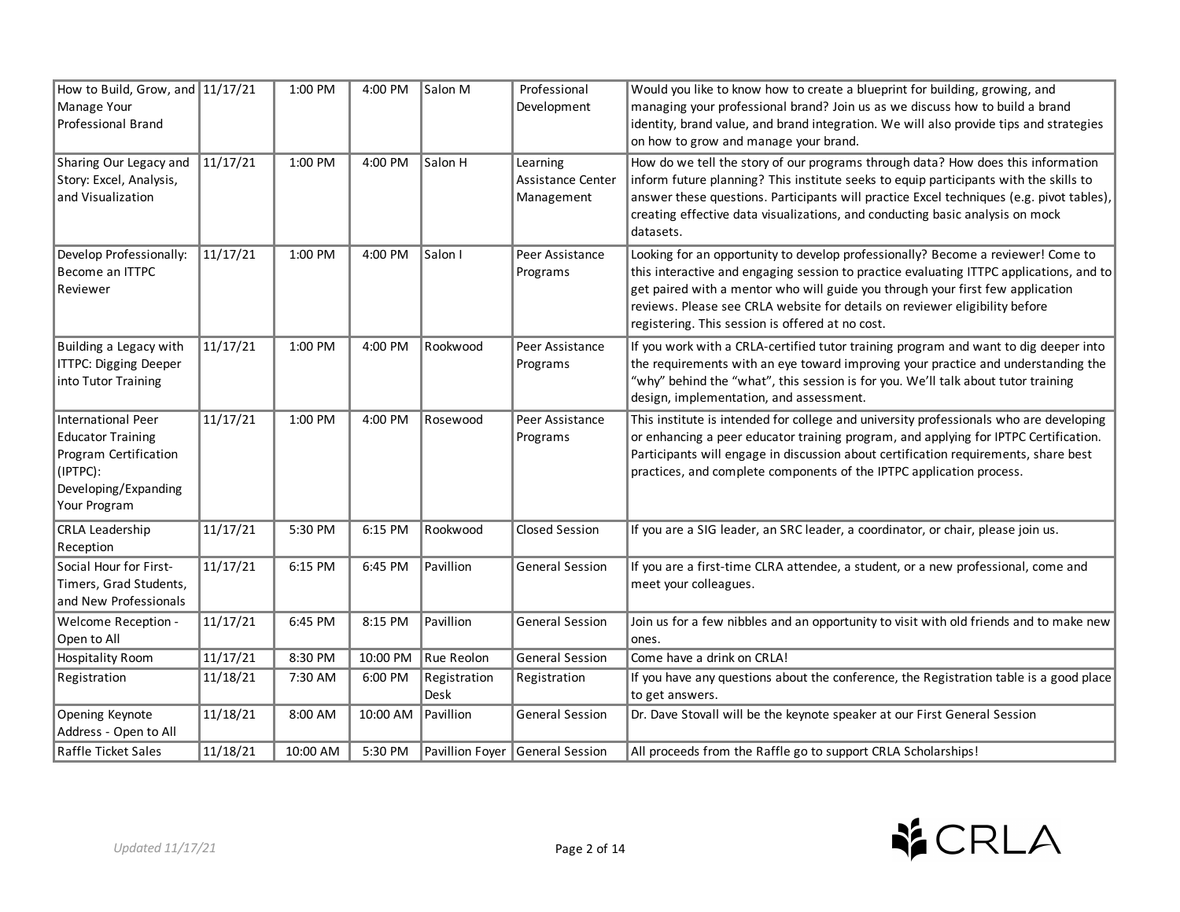| | | | | | | |
|---|---|---|---|---|---|---|
| How to Build, Grow, and Manage Your Professional Brand | 11/17/21 | 1:00 PM | 4:00 PM | Salon M | Professional Development | Would you like to know how to create a blueprint for building, growing, and managing your professional brand? Join us as we discuss how to build a brand identity, brand value, and brand integration. We will also provide tips and strategies on how to grow and manage your brand. |
| Sharing Our Legacy and Story: Excel, Analysis, and Visualization | 11/17/21 | 1:00 PM | 4:00 PM | Salon H | Learning Assistance Center Management | How do we tell the story of our programs through data? How does this information inform future planning? This institute seeks to equip participants with the skills to answer these questions. Participants will practice Excel techniques (e.g. pivot tables), creating effective data visualizations, and conducting basic analysis on mock datasets. |
| Develop Professionally: Become an ITTPC Reviewer | 11/17/21 | 1:00 PM | 4:00 PM | Salon I | Peer Assistance Programs | Looking for an opportunity to develop professionally? Become a reviewer! Come to this interactive and engaging session to practice evaluating ITTPC applications, and to get paired with a mentor who will guide you through your first few application reviews. Please see CRLA website for details on reviewer eligibility before registering. This session is offered at no cost. |
| Building a Legacy with ITTPC: Digging Deeper into Tutor Training | 11/17/21 | 1:00 PM | 4:00 PM | Rookwood | Peer Assistance Programs | If you work with a CRLA-certified tutor training program and want to dig deeper into the requirements with an eye toward improving your practice and understanding the "why" behind the "what", this session is for you. We'll talk about tutor training design, implementation, and assessment. |
| International Peer Educator Training Program Certification (IPTPC): Developing/Expanding Your Program | 11/17/21 | 1:00 PM | 4:00 PM | Rosewood | Peer Assistance Programs | This institute is intended for college and university professionals who are developing or enhancing a peer educator training program, and applying for IPTPC Certification. Participants will engage in discussion about certification requirements, share best practices, and complete components of the IPTPC application process. |
| CRLA Leadership Reception | 11/17/21 | 5:30 PM | 6:15 PM | Rookwood | Closed Session | If you are a SIG leader, an SRC leader, a coordinator, or chair, please join us. |
| Social Hour for First-Timers, Grad Students, and New Professionals | 11/17/21 | 6:15 PM | 6:45 PM | Pavillion | General Session | If you are a first-time CLRA attendee, a student, or a new professional, come and meet your colleagues. |
| Welcome Reception - Open to All | 11/17/21 | 6:45 PM | 8:15 PM | Pavillion | General Session | Join us for a few nibbles and an opportunity to visit with old friends and to make new ones. |
| Hospitality Room | 11/17/21 | 8:30 PM | 10:00 PM | Rue Reolon | General Session | Come have a drink on CRLA! |
| Registration | 11/18/21 | 7:30 AM | 6:00 PM | Registration Desk | Registration | If you have any questions about the conference, the Registration table is a good place to get answers. |
| Opening Keynote Address - Open to All | 11/18/21 | 8:00 AM | 10:00 AM | Pavillion | General Session | Dr. Dave Stovall will be the keynote speaker at our First General Session |
| Raffle Ticket Sales | 11/18/21 | 10:00 AM | 5:30 PM | Pavillion Foyer | General Session | All proceeds from the Raffle go to support CRLA Scholarships! |

*Updated 11/17/21*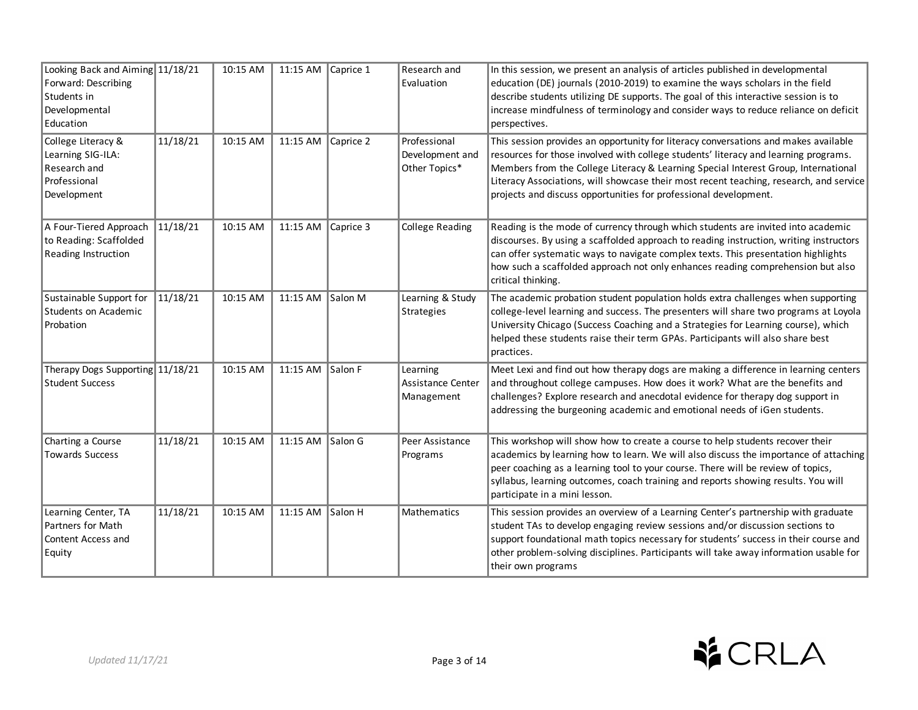| | | | | | | |
|---|---|---|---|---|---|---|
| Looking Back and Aiming Forward: Describing Students in Developmental Education | 11/18/21 | 10:15 AM | 11:15 AM | Caprice 1 | Research and Evaluation | In this session, we present an analysis of articles published in developmental education (DE) journals (2010-2019) to examine the ways scholars in the field describe students utilizing DE supports. The goal of this interactive session is to increase mindfulness of terminology and consider ways to reduce reliance on deficit perspectives. |
| College Literacy & Learning SIG-ILA: Research and Professional Development | 11/18/21 | 10:15 AM | 11:15 AM | Caprice 2 | Professional Development and Other Topics* | This session provides an opportunity for literacy conversations and makes available resources for those involved with college students' literacy and learning programs. Members from the College Literacy & Learning Special Interest Group, International Literacy Associations, will showcase their most recent teaching, research, and service projects and discuss opportunities for professional development. |
| A Four-Tiered Approach to Reading: Scaffolded Reading Instruction | 11/18/21 | 10:15 AM | 11:15 AM | Caprice 3 | College Reading | Reading is the mode of currency through which students are invited into academic discourses. By using a scaffolded approach to reading instruction, writing instructors can offer systematic ways to navigate complex texts. This presentation highlights how such a scaffolded approach not only enhances reading comprehension but also critical thinking. |
| Sustainable Support for Students on Academic Probation | 11/18/21 | 10:15 AM | 11:15 AM | Salon M | Learning & Study Strategies | The academic probation student population holds extra challenges when supporting college-level learning and success. The presenters will share two programs at Loyola University Chicago (Success Coaching and a Strategies for Learning course), which helped these students raise their term GPAs. Participants will also share best practices. |
| Therapy Dogs Supporting Student Success | 11/18/21 | 10:15 AM | 11:15 AM | Salon F | Learning Assistance Center Management | Meet Lexi and find out how therapy dogs are making a difference in learning centers and throughout college campuses. How does it work? What are the benefits and challenges? Explore research and anecdotal evidence for therapy dog support in addressing the burgeoning academic and emotional needs of iGen students. |
| Charting a Course Towards Success | 11/18/21 | 10:15 AM | 11:15 AM | Salon G | Peer Assistance Programs | This workshop will show how to create a course to help students recover their academics by learning how to learn. We will also discuss the importance of attaching peer coaching as a learning tool to your course. There will be review of topics, syllabus, learning outcomes, coach training and reports showing results. You will participate in a mini lesson. |
| Learning Center, TA Partners for Math Content Access and Equity | 11/18/21 | 10:15 AM | 11:15 AM | Salon H | Mathematics | This session provides an overview of a Learning Center's partnership with graduate student TAs to develop engaging review sessions and/or discussion sections to support foundational math topics necessary for students' success in their course and other problem-solving disciplines. Participants will take away information usable for their own programs |

*Updated 11/17/21*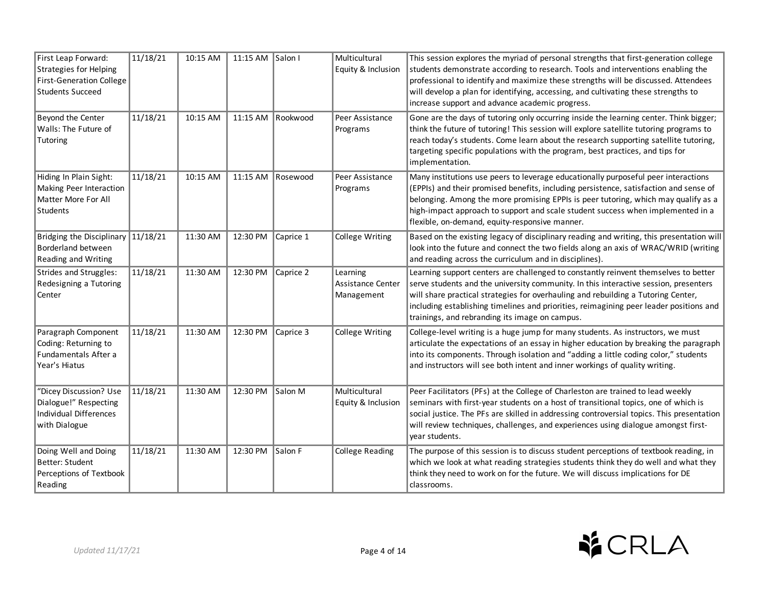| First Leap Forward: Strategies for Helping First-Generation College Students Succeed | 11/18/21 | 10:15 AM | 11:15 AM | Salon I | Multicultural Equity & Inclusion | This session explores the myriad of personal strengths that first-generation college students demonstrate according to research. Tools and interventions enabling the professional to identify and maximize these strengths will be discussed. Attendees will develop a plan for identifying, accessing, and cultivating these strengths to increase support and advance academic progress. |
|---|---|---|---|---|---|---|
| Beyond the Center Walls: The Future of Tutoring | 11/18/21 | 10:15 AM | 11:15 AM | Rookwood | Peer Assistance Programs | Gone are the days of tutoring only occurring inside the learning center. Think bigger; think the future of tutoring! This session will explore satellite tutoring programs to reach today's students. Come learn about the research supporting satellite tutoring, targeting specific populations with the program, best practices, and tips for implementation. |
| Hiding In Plain Sight: Making Peer Interaction Matter More For All Students | 11/18/21 | 10:15 AM | 11:15 AM | Rosewood | Peer Assistance Programs | Many institutions use peers to leverage educationally purposeful peer interactions (EPPIs) and their promised benefits, including persistence, satisfaction and sense of belonging. Among the more promising EPPIs is peer tutoring, which may qualify as a high-impact approach to support and scale student success when implemented in a flexible, on-demand, equity-responsive manner. |
| Bridging the Disciplinary Borderland between Reading and Writing | 11/18/21 | 11:30 AM | 12:30 PM | Caprice 1 | College Writing | Based on the existing legacy of disciplinary reading and writing, this presentation will look into the future and connect the two fields along an axis of WRAC/WRID (writing and reading across the curriculum and in disciplines). |
| Strides and Struggles: Redesigning a Tutoring Center | 11/18/21 | 11:30 AM | 12:30 PM | Caprice 2 | Learning Assistance Center Management | Learning support centers are challenged to constantly reinvent themselves to better serve students and the university community. In this interactive session, presenters will share practical strategies for overhauling and rebuilding a Tutoring Center, including establishing timelines and priorities, reimagining peer leader positions and trainings, and rebranding its image on campus. |
| Paragraph Component Coding: Returning to Fundamentals After a Year's Hiatus | 11/18/21 | 11:30 AM | 12:30 PM | Caprice 3 | College Writing | College-level writing is a huge jump for many students. As instructors, we must articulate the expectations of an essay in higher education by breaking the paragraph into its components. Through isolation and "adding a little coding color," students and instructors will see both intent and inner workings of quality writing. |
| "Dicey Discussion? Use Dialogue!" Respecting Individual Differences with Dialogue | 11/18/21 | 11:30 AM | 12:30 PM | Salon M | Multicultural Equity & Inclusion | Peer Facilitators (PFs) at the College of Charleston are trained to lead weekly seminars with first-year students on a host of transitional topics, one of which is social justice. The PFs are skilled in addressing controversial topics. This presentation will review techniques, challenges, and experiences using dialogue amongst first-year students. |
| Doing Well and Doing Better: Student Perceptions of Textbook Reading | 11/18/21 | 11:30 AM | 12:30 PM | Salon F | College Reading | The purpose of this session is to discuss student perceptions of textbook reading, in which we look at what reading strategies students think they do well and what they think they need to work on for the future. We will discuss implications for DE classrooms. |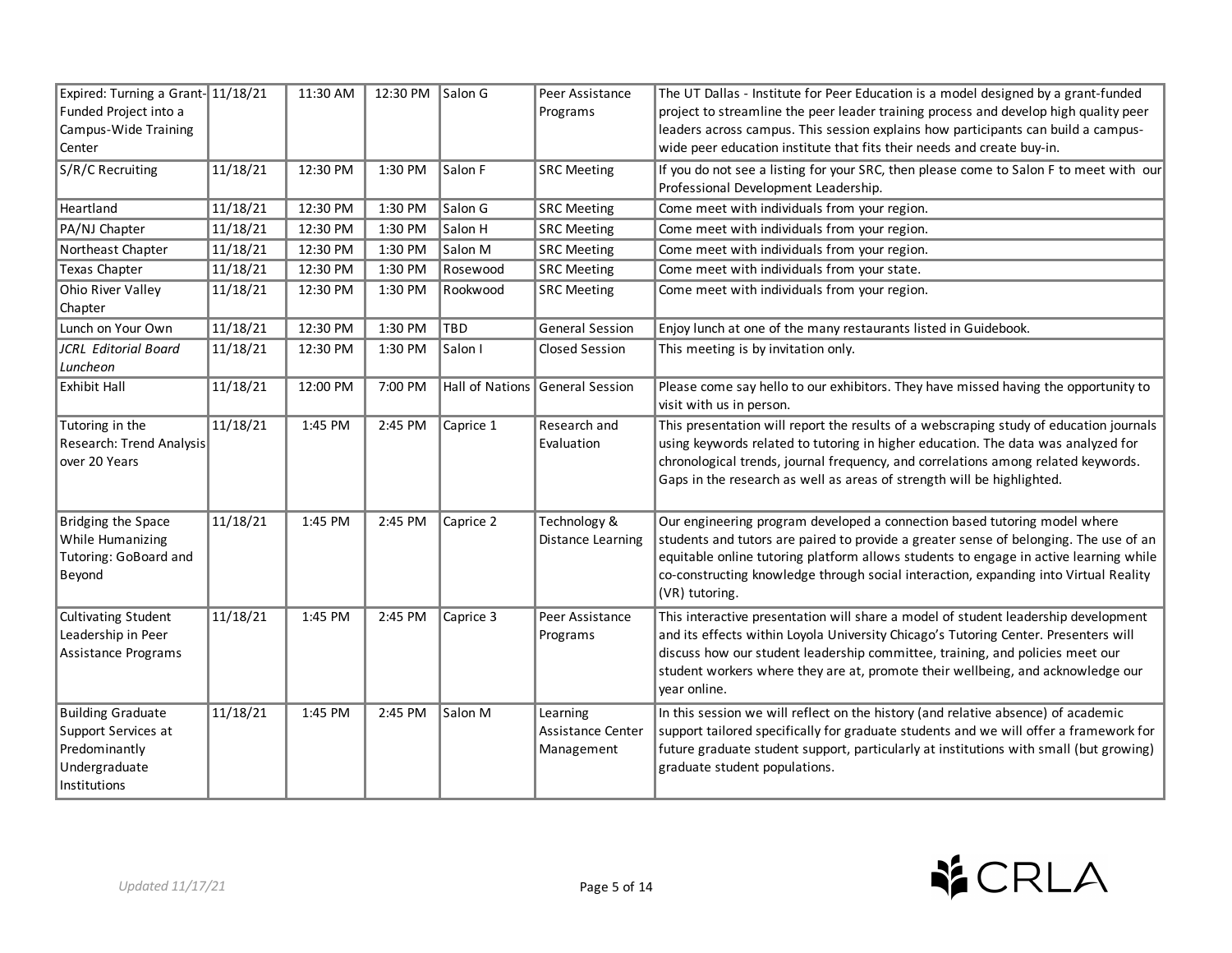| | | | | | | |
|---|---|---|---|---|---|---|
| Expired: Turning a Grant-Funded Project into a Campus-Wide Training Center | 11/18/21 | 11:30 AM | 12:30 PM | Salon G | Peer Assistance Programs | The UT Dallas - Institute for Peer Education is a model designed by a grant-funded project to streamline the peer leader training process and develop high quality peer leaders across campus. This session explains how participants can build a campus-wide peer education institute that fits their needs and create buy-in. |
| S/R/C Recruiting | 11/18/21 | 12:30 PM | 1:30 PM | Salon F | SRC Meeting | If you do not see a listing for your SRC, then please come to Salon F to meet with our Professional Development Leadership. |
| Heartland | 11/18/21 | 12:30 PM | 1:30 PM | Salon G | SRC Meeting | Come meet with individuals from your region. |
| PA/NJ Chapter | 11/18/21 | 12:30 PM | 1:30 PM | Salon H | SRC Meeting | Come meet with individuals from your region. |
| Northeast Chapter | 11/18/21 | 12:30 PM | 1:30 PM | Salon M | SRC Meeting | Come meet with individuals from your region. |
| Texas Chapter | 11/18/21 | 12:30 PM | 1:30 PM | Rosewood | SRC Meeting | Come meet with individuals from your state. |
| Ohio River Valley Chapter | 11/18/21 | 12:30 PM | 1:30 PM | Rookwood | SRC Meeting | Come meet with individuals from your region. |
| Lunch on Your Own | 11/18/21 | 12:30 PM | 1:30 PM | TBD | General Session | Enjoy lunch at one of the many restaurants listed in Guidebook. |
| *JCRL Editorial Board Luncheon* | 11/18/21 | 12:30 PM | 1:30 PM | Salon I | Closed Session | This meeting is by invitation only. |
| Exhibit Hall | 11/18/21 | 12:00 PM | 7:00 PM | Hall of Nations | General Session | Please come say hello to our exhibitors. They have missed having the opportunity to visit with us in person. |
| Tutoring in the Research: Trend Analysis over 20 Years | 11/18/21 | 1:45 PM | 2:45 PM | Caprice 1 | Research and Evaluation | This presentation will report the results of a webscraping study of education journals using keywords related to tutoring in higher education. The data was analyzed for chronological trends, journal frequency, and correlations among related keywords. Gaps in the research as well as areas of strength will be highlighted. |
| Bridging the Space While Humanizing Tutoring: GoBoard and Beyond | 11/18/21 | 1:45 PM | 2:45 PM | Caprice 2 | Technology & Distance Learning | Our engineering program developed a connection based tutoring model where students and tutors are paired to provide a greater sense of belonging. The use of an equitable online tutoring platform allows students to engage in active learning while co-constructing knowledge through social interaction, expanding into Virtual Reality (VR) tutoring. |
| Cultivating Student Leadership in Peer Assistance Programs | 11/18/21 | 1:45 PM | 2:45 PM | Caprice 3 | Peer Assistance Programs | This interactive presentation will share a model of student leadership development and its effects within Loyola University Chicago's Tutoring Center. Presenters will discuss how our student leadership committee, training, and policies meet our student workers where they are at, promote their wellbeing, and acknowledge our year online. |
| Building Graduate Support Services at Predominantly Undergraduate Institutions | 11/18/21 | 1:45 PM | 2:45 PM | Salon M | Learning Assistance Center Management | In this session we will reflect on the history (and relative absence) of academic support tailored specifically for graduate students and we will offer a framework for future graduate student support, particularly at institutions with small (but growing) graduate student populations. |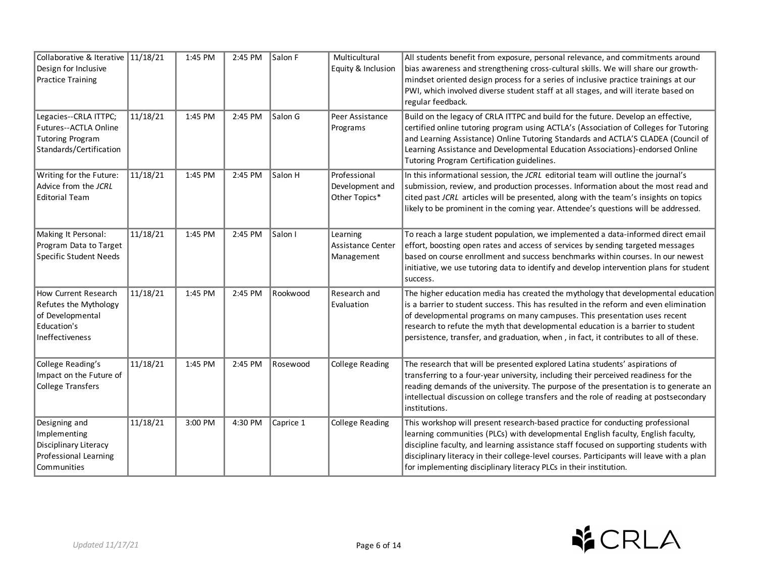| Collaborative & Iterative Design for Inclusive Practice Training | 11/18/21 | 1:45 PM | 2:45 PM | Salon F | Multicultural Equity & Inclusion | All students benefit from exposure, personal relevance, and commitments around bias awareness and strengthening cross-cultural skills. We will share our growth-mindset oriented design process for a series of inclusive practice trainings at our PWI, which involved diverse student staff at all stages, and will iterate based on regular feedback. |
|---|---|---|---|---|---|---|
| Legacies--CRLA ITTPC; Futures--ACTLA Online Tutoring Program Standards/Certification | 11/18/21 | 1:45 PM | 2:45 PM | Salon G | Peer Assistance Programs | Build on the legacy of CRLA ITTPC and build for the future. Develop an effective, certified online tutoring program using ACTLA's (Association of Colleges for Tutoring and Learning Assistance) Online Tutoring Standards and ACTLA'S CLADEA (Council of Learning Assistance and Developmental Education Associations)-endorsed Online Tutoring Program Certification guidelines. |
| Writing for the Future: Advice from the *JCRL* Editorial Team | 11/18/21 | 1:45 PM | 2:45 PM | Salon H | Professional Development and Other Topics* | In this informational session, the *JCRL* editorial team will outline the journal's submission, review, and production processes. Information about the most read and cited past *JCRL* articles will be presented, along with the team's insights on topics likely to be prominent in the coming year. Attendee's questions will be addressed. |
| Making It Personal: Program Data to Target Specific Student Needs | 11/18/21 | 1:45 PM | 2:45 PM | Salon I | Learning Assistance Center Management | To reach a large student population, we implemented a data-informed direct email effort, boosting open rates and access of services by sending targeted messages based on course enrollment and success benchmarks within courses. In our newest initiative, we use tutoring data to identify and develop intervention plans for student success. |
| How Current Research Refutes the Mythology of Developmental Education's Ineffectiveness | 11/18/21 | 1:45 PM | 2:45 PM | Rookwood | Research and Evaluation | The higher education media has created the mythology that developmental education is a barrier to student success. This has resulted in the reform and even elimination of developmental programs on many campuses. This presentation uses recent research to refute the myth that developmental education is a barrier to student persistence, transfer, and graduation, when , in fact, it contributes to all of these. |
| College Reading's Impact on the Future of College Transfers | 11/18/21 | 1:45 PM | 2:45 PM | Rosewood | College Reading | The research that will be presented explored Latina students' aspirations of transferring to a four-year university, including their perceived readiness for the reading demands of the university. The purpose of the presentation is to generate an intellectual discussion on college transfers and the role of reading at postsecondary institutions. |
| Designing and Implementing Disciplinary Literacy Professional Learning Communities | 11/18/21 | 3:00 PM | 4:30 PM | Caprice 1 | College Reading | This workshop will present research-based practice for conducting professional learning communities (PLCs) with developmental English faculty, English faculty, discipline faculty, and learning assistance staff focused on supporting students with disciplinary literacy in their college-level courses. Participants will leave with a plan for implementing disciplinary literacy PLCs in their institution. |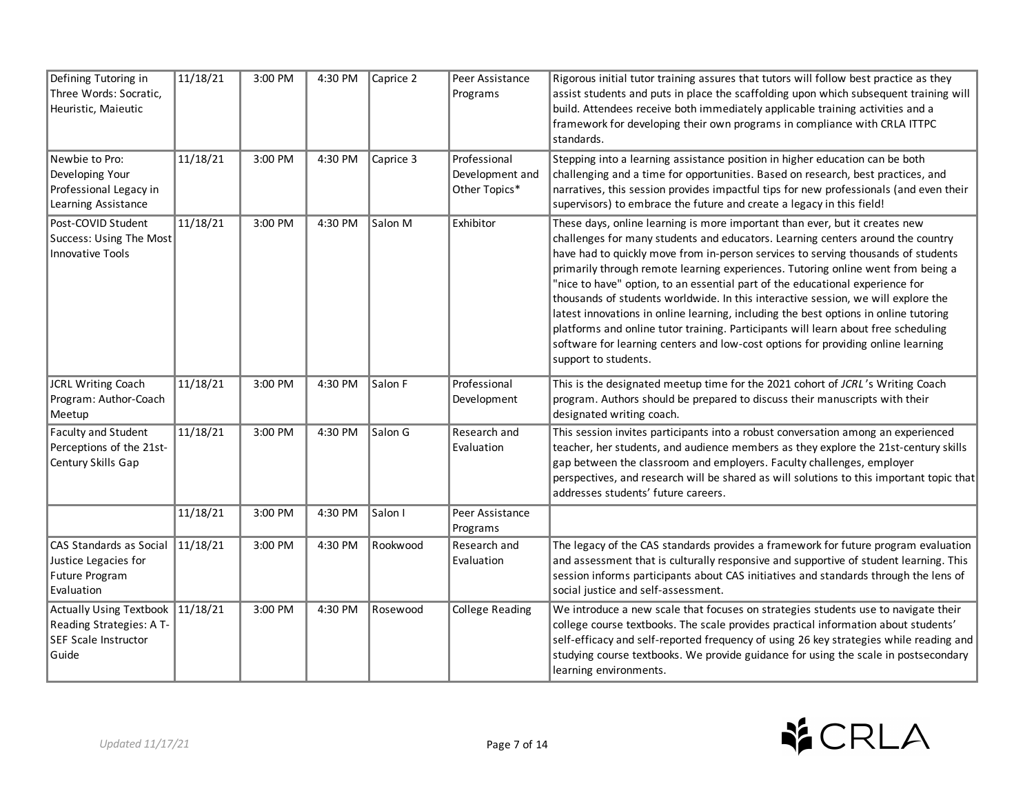| Defining Tutoring in Three Words: Socratic, Heuristic, Maieutic | 11/18/21 | 3:00 PM | 4:30 PM | Caprice 2 | Peer Assistance Programs | Rigorous initial tutor training assures that tutors will follow best practice as they assist students and puts in place the scaffolding upon which subsequent training will build. Attendees receive both immediately applicable training activities and a framework for developing their own programs in compliance with CRLA ITTPC standards. |
|---|---|---|---|---|---|---|
| Newbie to Pro: Developing Your Professional Legacy in Learning Assistance | 11/18/21 | 3:00 PM | 4:30 PM | Caprice 3 | Professional Development and Other Topics* | Stepping into a learning assistance position in higher education can be both challenging and a time for opportunities. Based on research, best practices, and narratives, this session provides impactful tips for new professionals (and even their supervisors) to embrace the future and create a legacy in this field! |
| Post-COVID Student Success: Using The Most Innovative Tools | 11/18/21 | 3:00 PM | 4:30 PM | Salon M | Exhibitor | These days, online learning is more important than ever, but it creates new challenges for many students and educators. Learning centers around the country have had to quickly move from in-person services to serving thousands of students primarily through remote learning experiences. Tutoring online went from being a "nice to have" option, to an essential part of the educational experience for thousands of students worldwide. In this interactive session, we will explore the latest innovations in online learning, including the best options in online tutoring platforms and online tutor training. Participants will learn about free scheduling software for learning centers and low-cost options for providing online learning support to students. |
| JCRL Writing Coach Program: Author-Coach Meetup | 11/18/21 | 3:00 PM | 4:30 PM | Salon F | Professional Development | This is the designated meetup time for the 2021 cohort of *JCRL*'s Writing Coach program. Authors should be prepared to discuss their manuscripts with their designated writing coach. |
| Faculty and Student Perceptions of the 21st-Century Skills Gap | 11/18/21 | 3:00 PM | 4:30 PM | Salon G | Research and Evaluation | This session invites participants into a robust conversation among an experienced teacher, her students, and audience members as they explore the 21st-century skills gap between the classroom and employers. Faculty challenges, employer perspectives, and research will be shared as will solutions to this important topic that addresses students' future careers. |
| | 11/18/21 | 3:00 PM | 4:30 PM | Salon I | Peer Assistance Programs | |
| CAS Standards as Social Justice Legacies for Future Program Evaluation | 11/18/21 | 3:00 PM | 4:30 PM | Rookwood | Research and Evaluation | The legacy of the CAS standards provides a framework for future program evaluation and assessment that is culturally responsive and supportive of student learning. This session informs participants about CAS initiatives and standards through the lens of social justice and self-assessment. |
| Actually Using Textbook Reading Strategies: A T-SEF Scale Instructor Guide | 11/18/21 | 3:00 PM | 4:30 PM | Rosewood | College Reading | We introduce a new scale that focuses on strategies students use to navigate their college course textbooks. The scale provides practical information about students' self-efficacy and self-reported frequency of using 26 key strategies while reading and studying course textbooks. We provide guidance for using the scale in postsecondary learning environments. |

*Updated 11/17/21*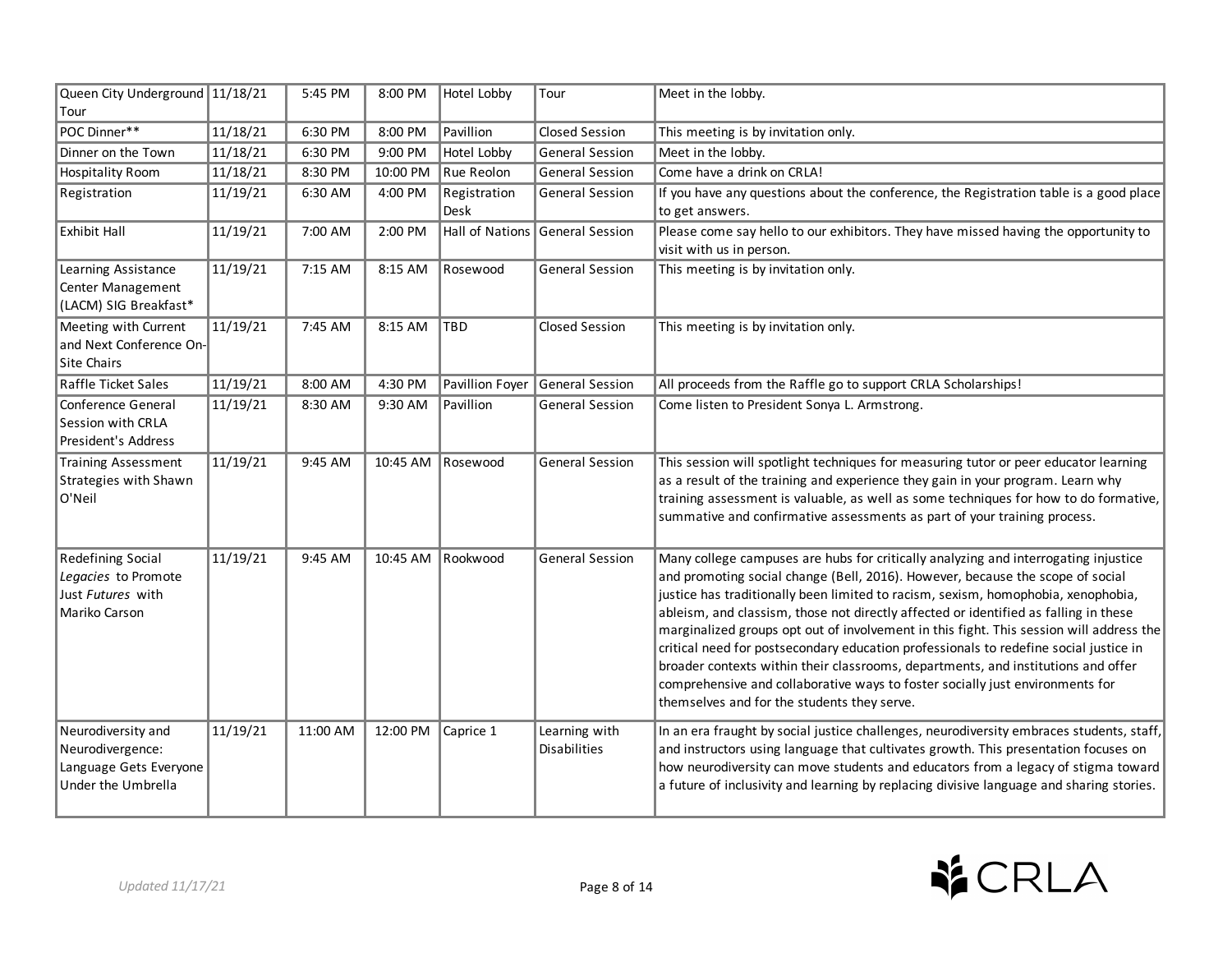| | | | | | | |
|---|---|---|---|---|---|---|
| Queen City Underground Tour | 11/18/21 | 5:45 PM | 8:00 PM | Hotel Lobby | Tour | Meet in the lobby. |
| POC Dinner** | 11/18/21 | 6:30 PM | 8:00 PM | Pavillion | Closed Session | This meeting is by invitation only. |
| Dinner on the Town | 11/18/21 | 6:30 PM | 9:00 PM | Hotel Lobby | General Session | Meet in the lobby. |
| Hospitality Room | 11/18/21 | 8:30 PM | 10:00 PM | Rue Reolon | General Session | Come have a drink on CRLA! |
| Registration | 11/19/21 | 6:30 AM | 4:00 PM | Registration Desk | General Session | If you have any questions about the conference, the Registration table is a good place to get answers. |
| Exhibit Hall | 11/19/21 | 7:00 AM | 2:00 PM | Hall of Nations | General Session | Please come say hello to our exhibitors. They have missed having the opportunity to visit with us in person. |
| Learning Assistance Center Management (LACM) SIG Breakfast* | 11/19/21 | 7:15 AM | 8:15 AM | Rosewood | General Session | This meeting is by invitation only. |
| Meeting with Current and Next Conference On-Site Chairs | 11/19/21 | 7:45 AM | 8:15 AM | TBD | Closed Session | This meeting is by invitation only. |
| Raffle Ticket Sales | 11/19/21 | 8:00 AM | 4:30 PM | Pavillion Foyer | General Session | All proceeds from the Raffle go to support CRLA Scholarships! |
| Conference General Session with CRLA President's Address | 11/19/21 | 8:30 AM | 9:30 AM | Pavillion | General Session | Come listen to President Sonya L. Armstrong. |
| Training Assessment Strategies with Shawn O'Neil | 11/19/21 | 9:45 AM | 10:45 AM | Rosewood | General Session | This session will spotlight techniques for measuring tutor or peer educator learning as a result of the training and experience they gain in your program. Learn why training assessment is valuable, as well as some techniques for how to do formative, summative and confirmative assessments as part of your training process. |
| Redefining Social *Legacies* to Promote Just *Futures* with Mariko Carson | 11/19/21 | 9:45 AM | 10:45 AM | Rookwood | General Session | Many college campuses are hubs for critically analyzing and interrogating injustice and promoting social change (Bell, 2016). However, because the scope of social justice has traditionally been limited to racism, sexism, homophobia, xenophobia, ableism, and classism, those not directly affected or identified as falling in these marginalized groups opt out of involvement in this fight. This session will address the critical need for postsecondary education professionals to redefine social justice in broader contexts within their classrooms, departments, and institutions and offer comprehensive and collaborative ways to foster socially just environments for themselves and for the students they serve. |
| Neurodiversity and Neurodivergence: Language Gets Everyone Under the Umbrella | 11/19/21 | 11:00 AM | 12:00 PM | Caprice 1 | Learning with Disabilities | In an era fraught by social justice challenges, neurodiversity embraces students, staff, and instructors using language that cultivates growth. This presentation focuses on how neurodiversity can move students and educators from a legacy of stigma toward a future of inclusivity and learning by replacing divisive language and sharing stories. |

*Updated 11/17/21*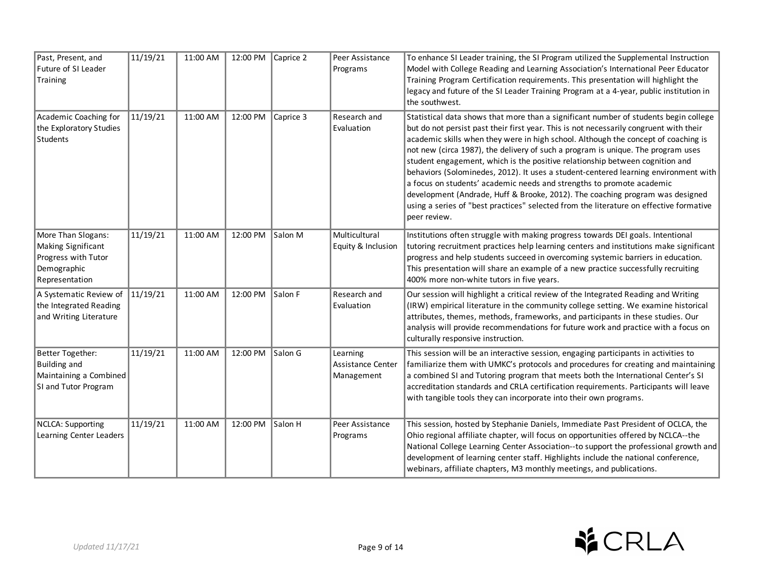| | | | | | | |
|---|---|---|---|---|---|---|
| Past, Present, and Future of SI Leader Training | 11/19/21 | 11:00 AM | 12:00 PM | Caprice 2 | Peer Assistance Programs | To enhance SI Leader training, the SI Program utilized the Supplemental Instruction Model with College Reading and Learning Association's International Peer Educator Training Program Certification requirements. This presentation will highlight the legacy and future of the SI Leader Training Program at a 4-year, public institution in the southwest. |
| Academic Coaching for the Exploratory Studies Students | 11/19/21 | 11:00 AM | 12:00 PM | Caprice 3 | Research and Evaluation | Statistical data shows that more than a significant number of students begin college but do not persist past their first year. This is not necessarily congruent with their academic skills when they were in high school. Although the concept of coaching is not new (circa 1987), the delivery of such a program is unique. The program uses student engagement, which is the positive relationship between cognition and behaviors (Solominedes, 2012). It uses a student-centered learning environment with a focus on students' academic needs and strengths to promote academic development (Andrade, Huff & Brooke, 2012). The coaching program was designed using a series of "best practices" selected from the literature on effective formative peer review. |
| More Than Slogans: Making Significant Progress with Tutor Demographic Representation | 11/19/21 | 11:00 AM | 12:00 PM | Salon M | Multicultural Equity & Inclusion | Institutions often struggle with making progress towards DEI goals. Intentional tutoring recruitment practices help learning centers and institutions make significant progress and help students succeed in overcoming systemic barriers in education. This presentation will share an example of a new practice successfully recruiting 400% more non-white tutors in five years. |
| A Systematic Review of the Integrated Reading and Writing Literature | 11/19/21 | 11:00 AM | 12:00 PM | Salon F | Research and Evaluation | Our session will highlight a critical review of the Integrated Reading and Writing (IRW) empirical literature in the community college setting. We examine historical attributes, themes, methods, frameworks, and participants in these studies. Our analysis will provide recommendations for future work and practice with a focus on culturally responsive instruction. |
| Better Together: Building and Maintaining a Combined SI and Tutor Program | 11/19/21 | 11:00 AM | 12:00 PM | Salon G | Learning Assistance Center Management | This session will be an interactive session, engaging participants in activities to familiarize them with UMKC's protocols and procedures for creating and maintaining a combined SI and Tutoring program that meets both the International Center's SI accreditation standards and CRLA certification requirements. Participants will leave with tangible tools they can incorporate into their own programs. |
| NCLCA: Supporting Learning Center Leaders | 11/19/21 | 11:00 AM | 12:00 PM | Salon H | Peer Assistance Programs | This session, hosted by Stephanie Daniels, Immediate Past President of OCLCA, the Ohio regional affiliate chapter, will focus on opportunities offered by NCLCA--the National College Learning Center Association--to support the professional growth and development of learning center staff. Highlights include the national conference, webinars, affiliate chapters, M3 monthly meetings, and publications. |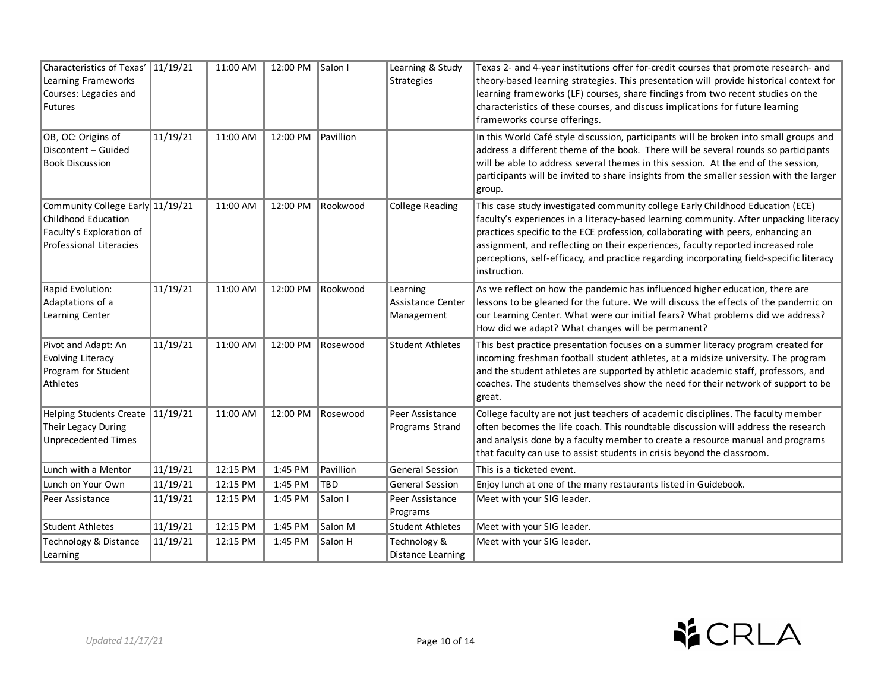| | | | | | | |
|---|---|---|---|---|---|---|
| Characteristics of Texas' Learning Frameworks Courses: Legacies and Futures | 11/19/21 | 11:00 AM | 12:00 PM | Salon I | Learning & Study Strategies | Texas 2- and 4-year institutions offer for-credit courses that promote research- and theory-based learning strategies. This presentation will provide historical context for learning frameworks (LF) courses, share findings from two recent studies on the characteristics of these courses, and discuss implications for future learning frameworks course offerings. |
| OB, OC: Origins of Discontent – Guided Book Discussion | 11/19/21 | 11:00 AM | 12:00 PM | Pavillion | | In this World Café style discussion, participants will be broken into small groups and address a different theme of the book. There will be several rounds so participants will be able to address several themes in this session. At the end of the session, participants will be invited to share insights from the smaller session with the larger group. |
| Community College Early Childhood Education Faculty's Exploration of Professional Literacies | 11/19/21 | 11:00 AM | 12:00 PM | Rookwood | College Reading | This case study investigated community college Early Childhood Education (ECE) faculty's experiences in a literacy-based learning community. After unpacking literacy practices specific to the ECE profession, collaborating with peers, enhancing an assignment, and reflecting on their experiences, faculty reported increased role perceptions, self-efficacy, and practice regarding incorporating field-specific literacy instruction. |
| Rapid Evolution: Adaptations of a Learning Center | 11/19/21 | 11:00 AM | 12:00 PM | Rookwood | Learning Assistance Center Management | As we reflect on how the pandemic has influenced higher education, there are lessons to be gleaned for the future. We will discuss the effects of the pandemic on our Learning Center. What were our initial fears? What problems did we address? How did we adapt? What changes will be permanent? |
| Pivot and Adapt: An Evolving Literacy Program for Student Athletes | 11/19/21 | 11:00 AM | 12:00 PM | Rosewood | Student Athletes | This best practice presentation focuses on a summer literacy program created for incoming freshman football student athletes, at a midsize university. The program and the student athletes are supported by athletic academic staff, professors, and coaches. The students themselves show the need for their network of support to be great. |
| Helping Students Create Their Legacy During Unprecedented Times | 11/19/21 | 11:00 AM | 12:00 PM | Rosewood | Peer Assistance Programs Strand | College faculty are not just teachers of academic disciplines. The faculty member often becomes the life coach. This roundtable discussion will address the research and analysis done by a faculty member to create a resource manual and programs that faculty can use to assist students in crisis beyond the classroom. |
| Lunch with a Mentor | 11/19/21 | 12:15 PM | 1:45 PM | Pavillion | General Session | This is a ticketed event. |
| Lunch on Your Own | 11/19/21 | 12:15 PM | 1:45 PM | TBD | General Session | Enjoy lunch at one of the many restaurants listed in Guidebook. |
| Peer Assistance | 11/19/21 | 12:15 PM | 1:45 PM | Salon I | Peer Assistance Programs | Meet with your SIG leader. |
| Student Athletes | 11/19/21 | 12:15 PM | 1:45 PM | Salon M | Student Athletes | Meet with your SIG leader. |
| Technology & Distance Learning | 11/19/21 | 12:15 PM | 1:45 PM | Salon H | Technology & Distance Learning | Meet with your SIG leader. |

*Updated 11/17/21*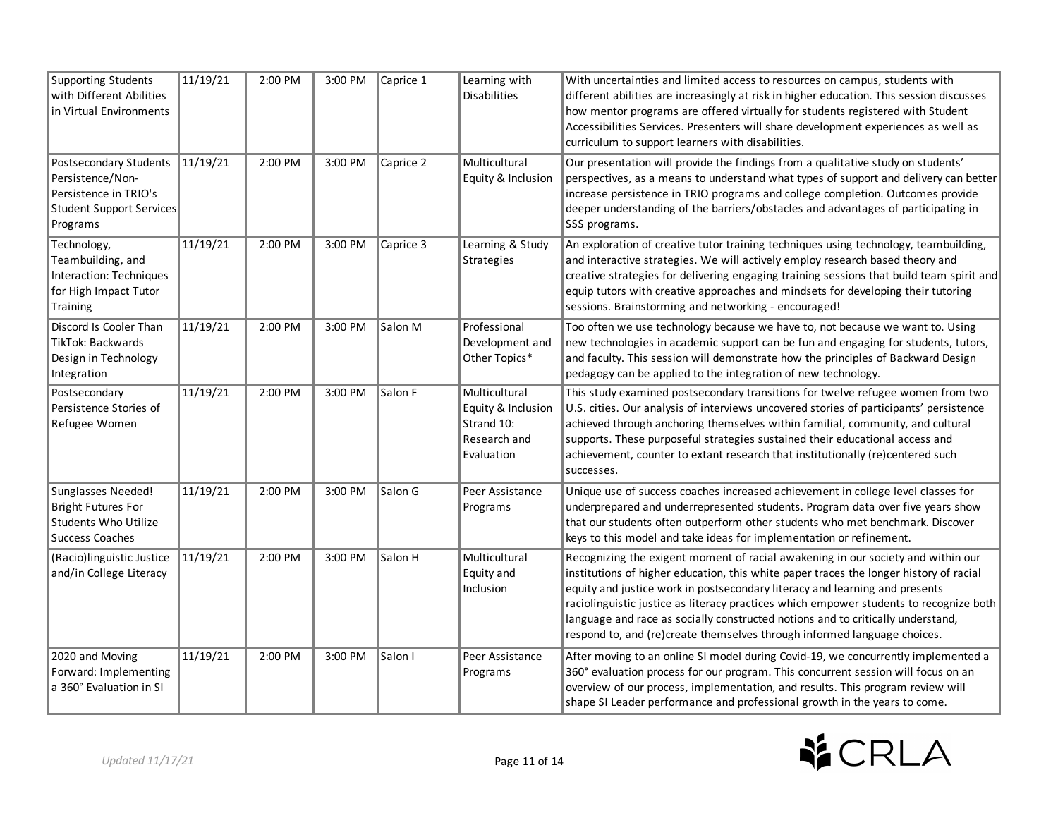| Supporting Students with Different Abilities in Virtual Environments | 11/19/21 | 2:00 PM | 3:00 PM | Caprice 1 | Learning with Disabilities | With uncertainties and limited access to resources on campus, students with different abilities are increasingly at risk in higher education. This session discusses how mentor programs are offered virtually for students registered with Student Accessibilities Services. Presenters will share development experiences as well as curriculum to support learners with disabilities. |
|---|---|---|---|---|---|---|
| Postsecondary Students Persistence/Non-Persistence in TRIO's Student Support Services Programs | 11/19/21 | 2:00 PM | 3:00 PM | Caprice 2 | Multicultural Equity & Inclusion | Our presentation will provide the findings from a qualitative study on students' perspectives, as a means to understand what types of support and delivery can better increase persistence in TRIO programs and college completion. Outcomes provide deeper understanding of the barriers/obstacles and advantages of participating in SSS programs. |
| Technology, Teambuilding, and Interaction: Techniques for High Impact Tutor Training | 11/19/21 | 2:00 PM | 3:00 PM | Caprice 3 | Learning & Study Strategies | An exploration of creative tutor training techniques using technology, teambuilding, and interactive strategies. We will actively employ research based theory and creative strategies for delivering engaging training sessions that build team spirit and equip tutors with creative approaches and mindsets for developing their tutoring sessions. Brainstorming and networking - encouraged! |
| Discord Is Cooler Than TikTok: Backwards Design in Technology Integration | 11/19/21 | 2:00 PM | 3:00 PM | Salon M | Professional Development and Other Topics* | Too often we use technology because we have to, not because we want to. Using new technologies in academic support can be fun and engaging for students, tutors, and faculty. This session will demonstrate how the principles of Backward Design pedagogy can be applied to the integration of new technology. |
| Postsecondary Persistence Stories of Refugee Women | 11/19/21 | 2:00 PM | 3:00 PM | Salon F | Multicultural Equity & Inclusion Strand 10: Research and Evaluation | This study examined postsecondary transitions for twelve refugee women from two U.S. cities. Our analysis of interviews uncovered stories of participants' persistence achieved through anchoring themselves within familial, community, and cultural supports. These purposeful strategies sustained their educational access and achievement, counter to extant research that institutionally (re)centered such successes. |
| Sunglasses Needed! Bright Futures For Students Who Utilize Success Coaches | 11/19/21 | 2:00 PM | 3:00 PM | Salon G | Peer Assistance Programs | Unique use of success coaches increased achievement in college level classes for underprepared and underrepresented students. Program data over five years show that our students often outperform other students who met benchmark. Discover keys to this model and take ideas for implementation or refinement. |
| (Racio)linguistic Justice and/in College Literacy | 11/19/21 | 2:00 PM | 3:00 PM | Salon H | Multicultural Equity and Inclusion | Recognizing the exigent moment of racial awakening in our society and within our institutions of higher education, this white paper traces the longer history of racial equity and justice work in postsecondary literacy and learning and presents raciolinguistic justice as literacy practices which empower students to recognize both language and race as socially constructed notions and to critically understand, respond to, and (re)create themselves through informed language choices. |
| 2020 and Moving Forward: Implementing a 360° Evaluation in SI | 11/19/21 | 2:00 PM | 3:00 PM | Salon I | Peer Assistance Programs | After moving to an online SI model during Covid-19, we concurrently implemented a 360° evaluation process for our program. This concurrent session will focus on an overview of our process, implementation, and results. This program review will shape SI Leader performance and professional growth in the years to come. |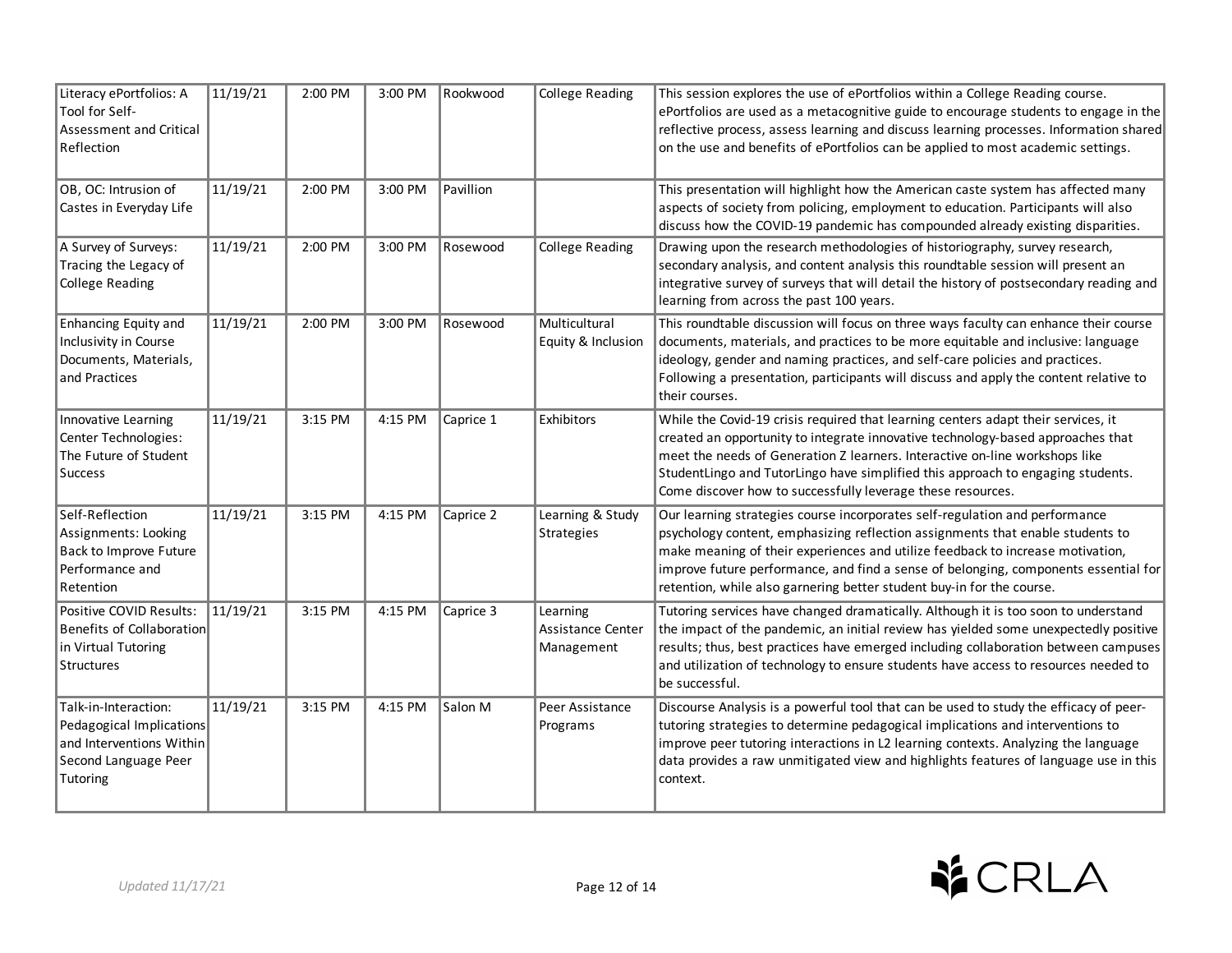| Literacy ePortfolios: A Tool for Self-Assessment and Critical Reflection | 11/19/21 | 2:00 PM | 3:00 PM | Rookwood | College Reading | This session explores the use of ePortfolios within a College Reading course. ePortfolios are used as a metacognitive guide to encourage students to engage in the reflective process, assess learning and discuss learning processes. Information shared on the use and benefits of ePortfolios can be applied to most academic settings. |
|---|---|---|---|---|---|---|
| OB, OC: Intrusion of Castes in Everyday Life | 11/19/21 | 2:00 PM | 3:00 PM | Pavillion | | This presentation will highlight how the American caste system has affected many aspects of society from policing, employment to education. Participants will also discuss how the COVID-19 pandemic has compounded already existing disparities. |
| A Survey of Surveys: Tracing the Legacy of College Reading | 11/19/21 | 2:00 PM | 3:00 PM | Rosewood | College Reading | Drawing upon the research methodologies of historiography, survey research, secondary analysis, and content analysis this roundtable session will present an integrative survey of surveys that will detail the history of postsecondary reading and learning from across the past 100 years. |
| Enhancing Equity and Inclusivity in Course Documents, Materials, and Practices | 11/19/21 | 2:00 PM | 3:00 PM | Rosewood | Multicultural Equity & Inclusion | This roundtable discussion will focus on three ways faculty can enhance their course documents, materials, and practices to be more equitable and inclusive: language ideology, gender and naming practices, and self-care policies and practices. Following a presentation, participants will discuss and apply the content relative to their courses. |
| Innovative Learning Center Technologies: The Future of Student Success | 11/19/21 | 3:15 PM | 4:15 PM | Caprice 1 | Exhibitors | While the Covid-19 crisis required that learning centers adapt their services, it created an opportunity to integrate innovative technology-based approaches that meet the needs of Generation Z learners. Interactive on-line workshops like StudentLingo and TutorLingo have simplified this approach to engaging students. Come discover how to successfully leverage these resources. |
| Self-Reflection Assignments: Looking Back to Improve Future Performance and Retention | 11/19/21 | 3:15 PM | 4:15 PM | Caprice 2 | Learning & Study Strategies | Our learning strategies course incorporates self-regulation and performance psychology content, emphasizing reflection assignments that enable students to make meaning of their experiences and utilize feedback to increase motivation, improve future performance, and find a sense of belonging, components essential for retention, while also garnering better student buy-in for the course. |
| Positive COVID Results: Benefits of Collaboration in Virtual Tutoring Structures | 11/19/21 | 3:15 PM | 4:15 PM | Caprice 3 | Learning Assistance Center Management | Tutoring services have changed dramatically. Although it is too soon to understand the impact of the pandemic, an initial review has yielded some unexpectedly positive results; thus, best practices have emerged including collaboration between campuses and utilization of technology to ensure students have access to resources needed to be successful. |
| Talk-in-Interaction: Pedagogical Implications and Interventions Within Second Language Peer Tutoring | 11/19/21 | 3:15 PM | 4:15 PM | Salon M | Peer Assistance Programs | Discourse Analysis is a powerful tool that can be used to study the efficacy of peer-tutoring strategies to determine pedagogical implications and interventions to improve peer tutoring interactions in L2 learning contexts. Analyzing the language data provides a raw unmitigated view and highlights features of language use in this context. |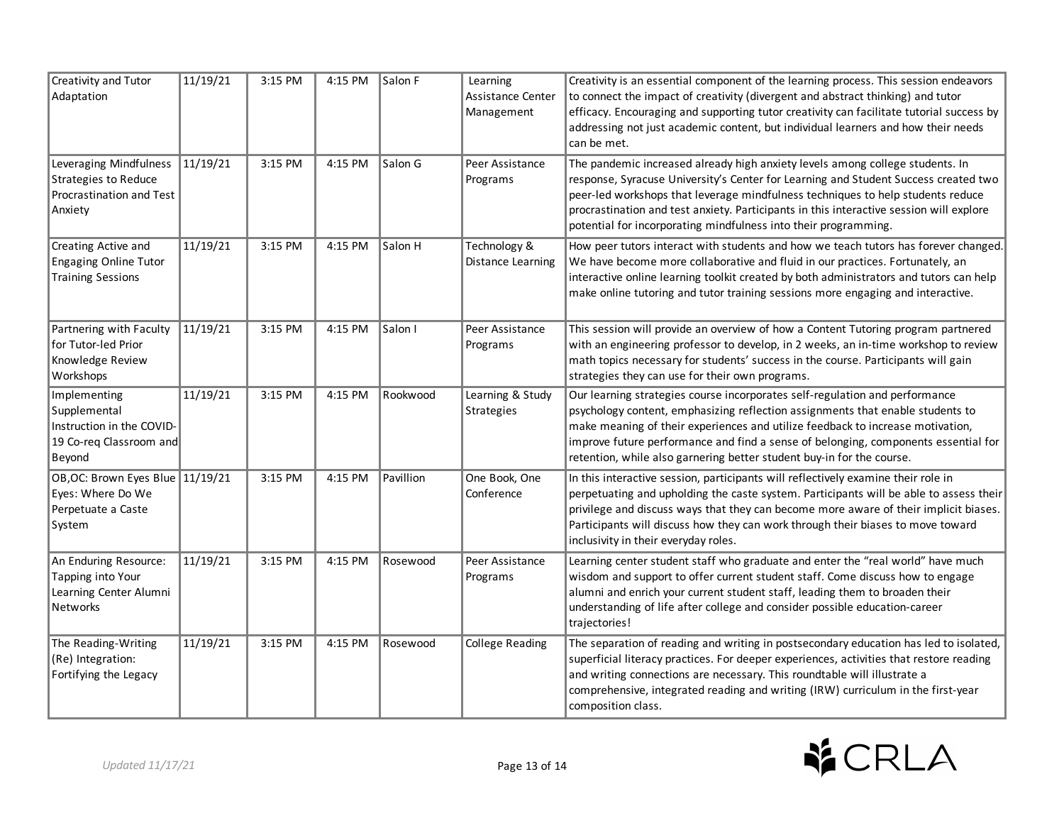| Creativity and Tutor Adaptation | 11/19/21 | 3:15 PM | 4:15 PM | Salon F | Learning Assistance Center Management | Creativity is an essential component of the learning process. This session endeavors to connect the impact of creativity (divergent and abstract thinking) and tutor efficacy. Encouraging and supporting tutor creativity can facilitate tutorial success by addressing not just academic content, but individual learners and how their needs can be met. |
|---|---|---|---|---|---|---|
| Leveraging Mindfulness Strategies to Reduce Procrastination and Test Anxiety | 11/19/21 | 3:15 PM | 4:15 PM | Salon G | Peer Assistance Programs | The pandemic increased already high anxiety levels among college students. In response, Syracuse University's Center for Learning and Student Success created two peer-led workshops that leverage mindfulness techniques to help students reduce procrastination and test anxiety. Participants in this interactive session will explore potential for incorporating mindfulness into their programming. |
| Creating Active and Engaging Online Tutor Training Sessions | 11/19/21 | 3:15 PM | 4:15 PM | Salon H | Technology & Distance Learning | How peer tutors interact with students and how we teach tutors has forever changed. We have become more collaborative and fluid in our practices. Fortunately, an interactive online learning toolkit created by both administrators and tutors can help make online tutoring and tutor training sessions more engaging and interactive. |
| Partnering with Faculty for Tutor-led Prior Knowledge Review Workshops | 11/19/21 | 3:15 PM | 4:15 PM | Salon I | Peer Assistance Programs | This session will provide an overview of how a Content Tutoring program partnered with an engineering professor to develop, in 2 weeks, an in-time workshop to review math topics necessary for students' success in the course. Participants will gain strategies they can use for their own programs. |
| Implementing Supplemental Instruction in the COVID-19 Co-req Classroom and Beyond | 11/19/21 | 3:15 PM | 4:15 PM | Rookwood | Learning & Study Strategies | Our learning strategies course incorporates self-regulation and performance psychology content, emphasizing reflection assignments that enable students to make meaning of their experiences and utilize feedback to increase motivation, improve future performance and find a sense of belonging, components essential for retention, while also garnering better student buy-in for the course. |
| OB,OC: Brown Eyes Blue Eyes: Where Do We Perpetuate a Caste System | 11/19/21 | 3:15 PM | 4:15 PM | Pavillion | One Book, One Conference | In this interactive session, participants will reflectively examine their role in perpetuating and upholding the caste system. Participants will be able to assess their privilege and discuss ways that they can become more aware of their implicit biases. Participants will discuss how they can work through their biases to move toward inclusivity in their everyday roles. |
| An Enduring Resource: Tapping into Your Learning Center Alumni Networks | 11/19/21 | 3:15 PM | 4:15 PM | Rosewood | Peer Assistance Programs | Learning center student staff who graduate and enter the "real world" have much wisdom and support to offer current student staff. Come discuss how to engage alumni and enrich your current student staff, leading them to broaden their understanding of life after college and consider possible education-career trajectories! |
| The Reading-Writing (Re) Integration: Fortifying the Legacy | 11/19/21 | 3:15 PM | 4:15 PM | Rosewood | College Reading | The separation of reading and writing in postsecondary education has led to isolated, superficial literacy practices. For deeper experiences, activities that restore reading and writing connections are necessary. This roundtable will illustrate a comprehensive, integrated reading and writing (IRW) curriculum in the first-year composition class. |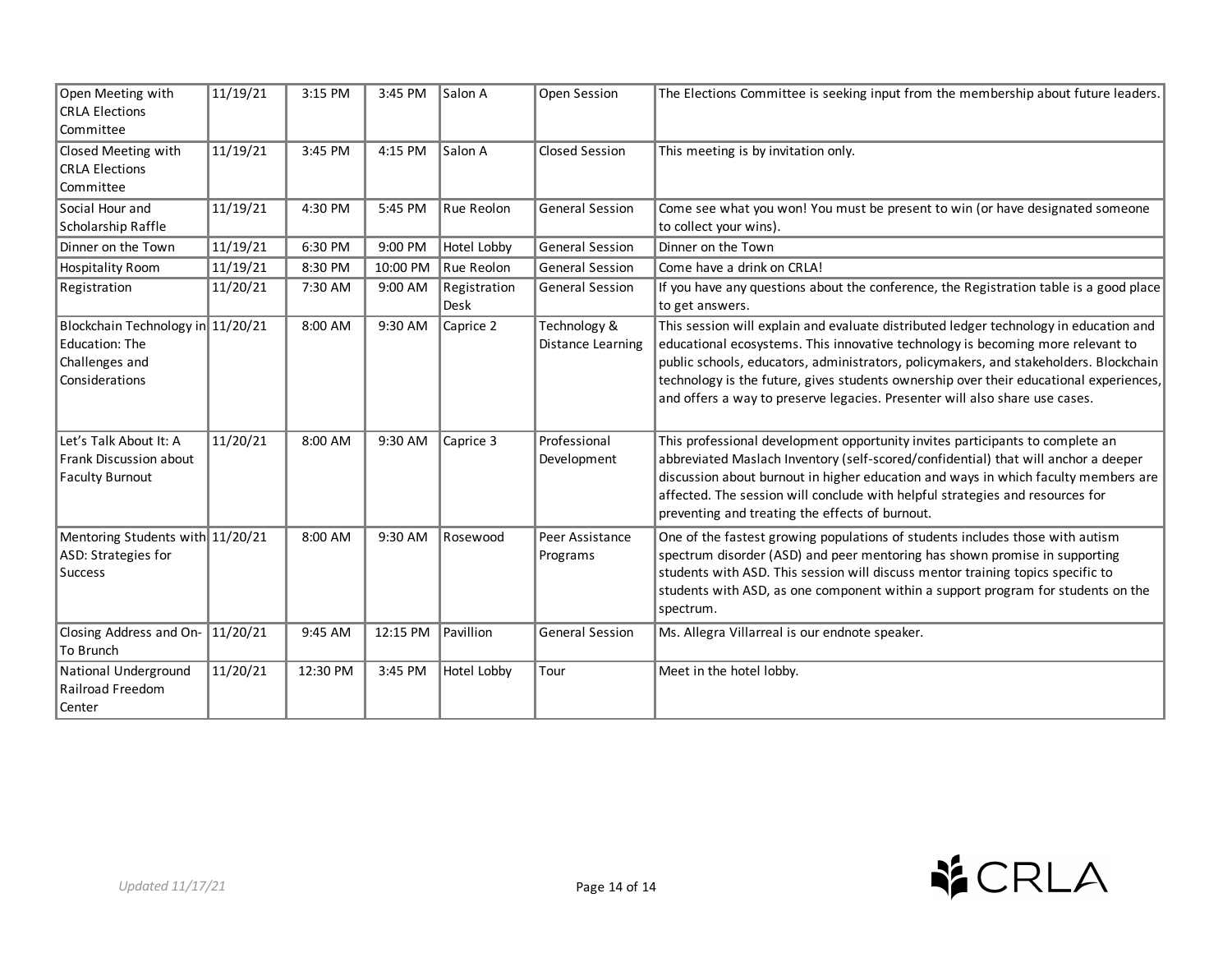| | | | | | | |
|---|---|---|---|---|---|---|
| Open Meeting with CRLA Elections Committee | 11/19/21 | 3:15 PM | 3:45 PM | Salon A | Open Session | The Elections Committee is seeking input from the membership about future leaders. |
| Closed Meeting with CRLA Elections Committee | 11/19/21 | 3:45 PM | 4:15 PM | Salon A | Closed Session | This meeting is by invitation only. |
| Social Hour and Scholarship Raffle | 11/19/21 | 4:30 PM | 5:45 PM | Rue Reolon | General Session | Come see what you won! You must be present to win (or have designated someone to collect your wins). |
| Dinner on the Town | 11/19/21 | 6:30 PM | 9:00 PM | Hotel Lobby | General Session | Dinner on the Town |
| Hospitality Room | 11/19/21 | 8:30 PM | 10:00 PM | Rue Reolon | General Session | Come have a drink on CRLA! |
| Registration | 11/20/21 | 7:30 AM | 9:00 AM | Registration Desk | General Session | If you have any questions about the conference, the Registration table is a good place to get answers. |
| Blockchain Technology in Education: The Challenges and Considerations | 11/20/21 | 8:00 AM | 9:30 AM | Caprice 2 | Technology & Distance Learning | This session will explain and evaluate distributed ledger technology in education and educational ecosystems. This innovative technology is becoming more relevant to public schools, educators, administrators, policymakers, and stakeholders. Blockchain technology is the future, gives students ownership over their educational experiences, and offers a way to preserve legacies. Presenter will also share use cases. |
| Let's Talk About It: A Frank Discussion about Faculty Burnout | 11/20/21 | 8:00 AM | 9:30 AM | Caprice 3 | Professional Development | This professional development opportunity invites participants to complete an abbreviated Maslach Inventory (self-scored/confidential) that will anchor a deeper discussion about burnout in higher education and ways in which faculty members are affected. The session will conclude with helpful strategies and resources for preventing and treating the effects of burnout. |
| Mentoring Students with ASD: Strategies for Success | 11/20/21 | 8:00 AM | 9:30 AM | Rosewood | Peer Assistance Programs | One of the fastest growing populations of students includes those with autism spectrum disorder (ASD) and peer mentoring has shown promise in supporting students with ASD. This session will discuss mentor training topics specific to students with ASD, as one component within a support program for students on the spectrum. |
| Closing Address and On-To Brunch | 11/20/21 | 9:45 AM | 12:15 PM | Pavillion | General Session | Ms. Allegra Villarreal is our endnote speaker. |
| National Underground Railroad Freedom Center | 11/20/21 | 12:30 PM | 3:45 PM | Hotel Lobby | Tour | Meet in the hotel lobby. |

*Updated 11/17/21*